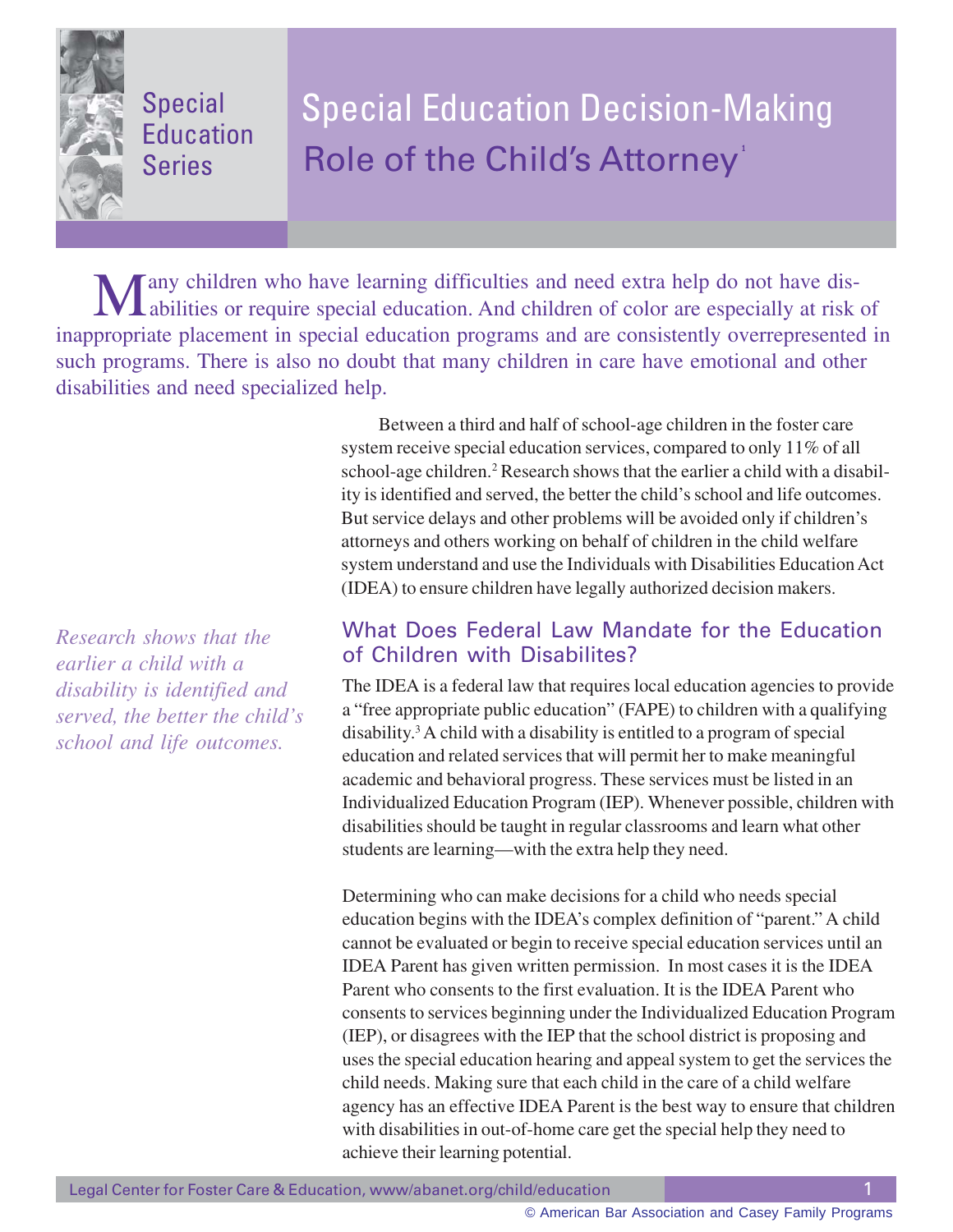Special Education Series

# Special Education Decision-Making

## Role of the Child's Attorney[1]

Many children who have learning difficulties and need extra help do not have disabilities or require special education. And children of color are especially at risk of inappropriate placement in special education programs and are consistently overrepresented in such programs. There is also no doubt that many children in care have emotional and other disabilities and need specialized help.

Between a third and half of school-age children in the foster care system receive special education services, compared to only 11% of all school-age children.[2] Research shows that the earlier a child with a disability is identified and served, the better the child's school and life outcomes. But service delays and other problems will be avoided only if children's attorneys and others working on behalf of children in the child welfare system understand and use the Individuals with Disabilities Education Act (IDEA) to ensure children have legally authorized decision makers.

*Research shows that the earlier a child with a disability is identified and served, the better the child's school and life outcomes.*

### What Does Federal Law Mandate for the Education of Children with Disabilites?

The IDEA is a federal law that requires local education agencies to provide a "free appropriate public education" (FAPE) to children with a qualifying disability.[3] A child with a disability is entitled to a program of special education and related services that will permit her to make meaningful academic and behavioral progress. These services must be listed in an Individualized Education Program (IEP). Whenever possible, children with disabilities should be taught in regular classrooms and learn what other students are learning—with the extra help they need.

Determining who can make decisions for a child who needs special education begins with the IDEA's complex definition of "parent." A child cannot be evaluated or begin to receive special education services until an IDEA Parent has given written permission. In most cases it is the IDEA Parent who consents to the first evaluation. It is the IDEA Parent who consents to services beginning under the Individualized Education Program (IEP), or disagrees with the IEP that the school district is proposing and uses the special education hearing and appeal system to get the services the child needs. Making sure that each child in the care of a child welfare agency has an effective IDEA Parent is the best way to ensure that children with disabilities in out-of-home care get the special help they need to achieve their learning potential.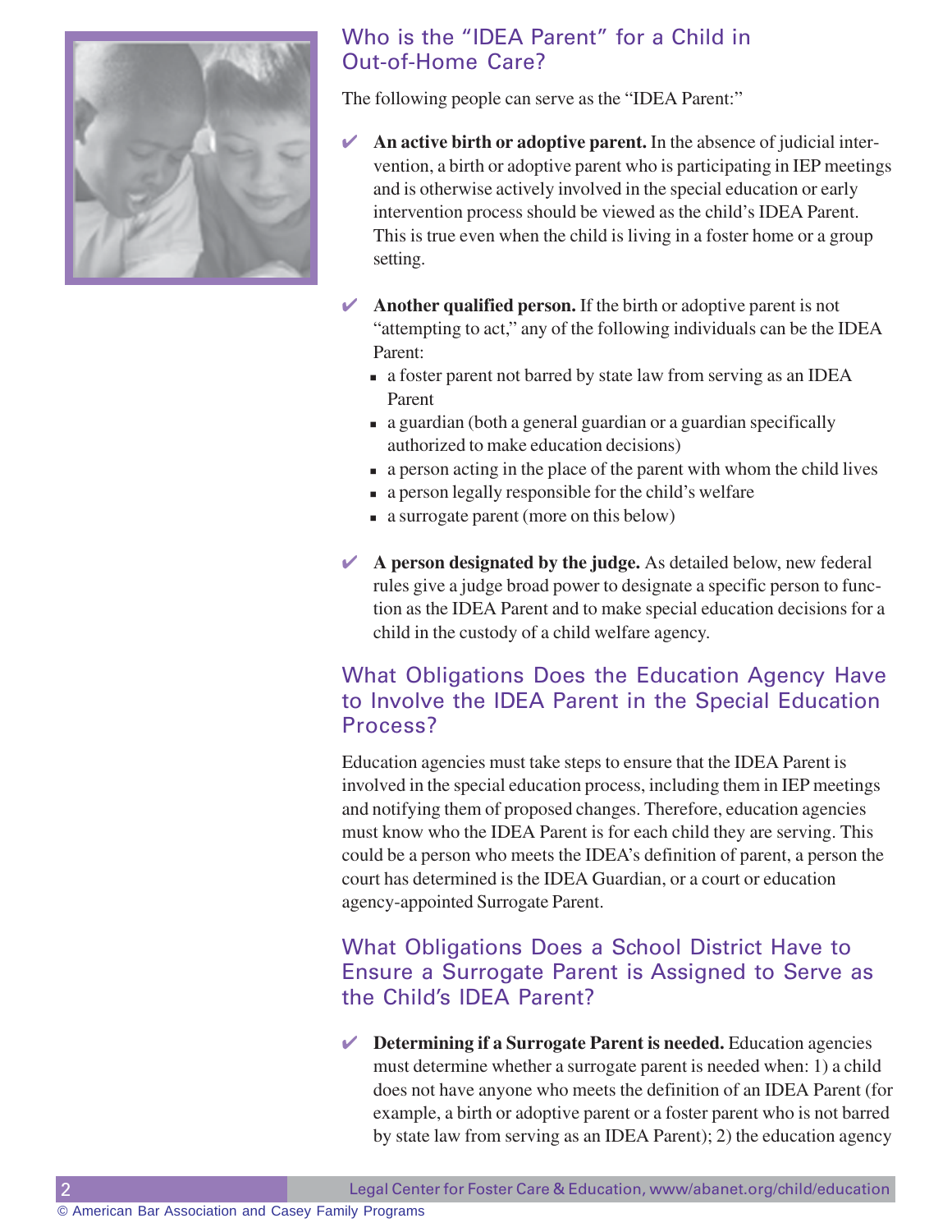## Who is the "IDEA Parent" for a Child in Out-of-Home Care?

The following people can serve as the "IDEA Parent:"

- ✔ **An active birth or adoptive parent.** In the absence of judicial intervention, a birth or adoptive parent who is participating in IEP meetings and is otherwise actively involved in the special education or early intervention process should be viewed as the child's IDEA Parent. This is true even when the child is living in a foster home or a group setting.

- ✔ **Another qualified person.** If the birth or adoptive parent is not "attempting to act," any of the following individuals can be the IDEA Parent:
  - a foster parent not barred by state law from serving as an IDEA Parent
  - a guardian (both a general guardian or a guardian specifically authorized to make education decisions)
  - a person acting in the place of the parent with whom the child lives
  - a person legally responsible for the child's welfare
  - a surrogate parent (more on this below)

- ✔ **A person designated by the judge.** As detailed below, new federal rules give a judge broad power to designate a specific person to function as the IDEA Parent and to make special education decisions for a child in the custody of a child welfare agency.

## What Obligations Does the Education Agency Have to Involve the IDEA Parent in the Special Education Process?

Education agencies must take steps to ensure that the IDEA Parent is involved in the special education process, including them in IEP meetings and notifying them of proposed changes. Therefore, education agencies must know who the IDEA Parent is for each child they are serving. This could be a person who meets the IDEA's definition of parent, a person the court has determined is the IDEA Guardian, or a court or education agency-appointed Surrogate Parent.

## What Obligations Does a School District Have to Ensure a Surrogate Parent is Assigned to Serve as the Child's IDEA Parent?

- ✔ **Determining if a Surrogate Parent is needed.** Education agencies must determine whether a surrogate parent is needed when: 1) a child does not have anyone who meets the definition of an IDEA Parent (for example, a birth or adoptive parent or a foster parent who is not barred by state law from serving as an IDEA Parent); 2) the education agency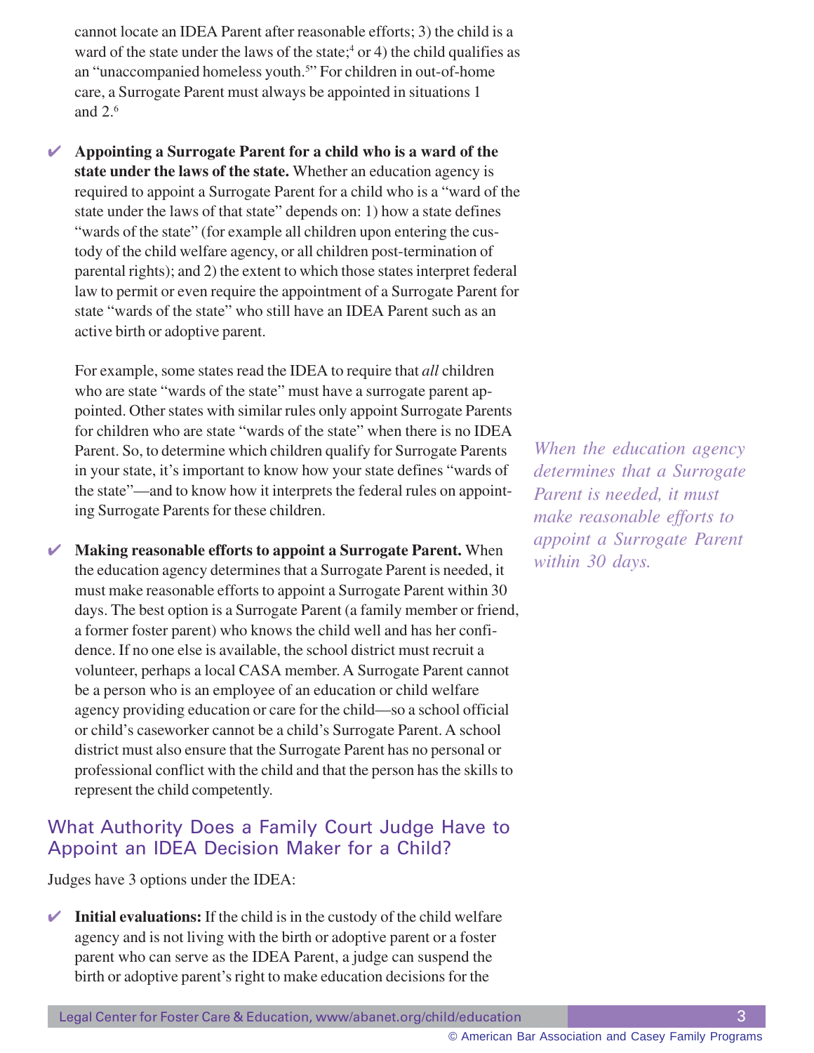cannot locate an IDEA Parent after reasonable efforts; 3) the child is a ward of the state under the laws of the state;[4] or 4) the child qualifies as an "unaccompanied homeless youth.[5]" For children in out-of-home care, a Surrogate Parent must always be appointed in situations 1 and 2.[6]

- ✔ **Appointing a Surrogate Parent for a child who is a ward of the state under the laws of the state.** Whether an education agency is required to appoint a Surrogate Parent for a child who is a "ward of the state under the laws of that state" depends on: 1) how a state defines "wards of the state" (for example all children upon entering the custody of the child welfare agency, or all children post-termination of parental rights); and 2) the extent to which those states interpret federal law to permit or even require the appointment of a Surrogate Parent for state "wards of the state" who still have an IDEA Parent such as an active birth or adoptive parent.

  For example, some states read the IDEA to require that *all* children who are state "wards of the state" must have a surrogate parent appointed. Other states with similar rules only appoint Surrogate Parents for children who are state "wards of the state" when there is no IDEA Parent. So, to determine which children qualify for Surrogate Parents in your state, it's important to know how your state defines "wards of the state"—and to know how it interprets the federal rules on appointing Surrogate Parents for these children.

- ✔ **Making reasonable efforts to appoint a Surrogate Parent.** When the education agency determines that a Surrogate Parent is needed, it must make reasonable efforts to appoint a Surrogate Parent within 30 days. The best option is a Surrogate Parent (a family member or friend, a former foster parent) who knows the child well and has her confidence. If no one else is available, the school district must recruit a volunteer, perhaps a local CASA member. A Surrogate Parent cannot be a person who is an employee of an education or child welfare agency providing education or care for the child—so a school official or child's caseworker cannot be a child's Surrogate Parent. A school district must also ensure that the Surrogate Parent has no personal or professional conflict with the child and that the person has the skills to represent the child competently.

*When the education agency determines that a Surrogate Parent is needed, it must make reasonable efforts to appoint a Surrogate Parent within 30 days.*

## What Authority Does a Family Court Judge Have to Appoint an IDEA Decision Maker for a Child?

Judges have 3 options under the IDEA:

- ✔ **Initial evaluations:** If the child is in the custody of the child welfare agency and is not living with the birth or adoptive parent or a foster parent who can serve as the IDEA Parent, a judge can suspend the birth or adoptive parent's right to make education decisions for the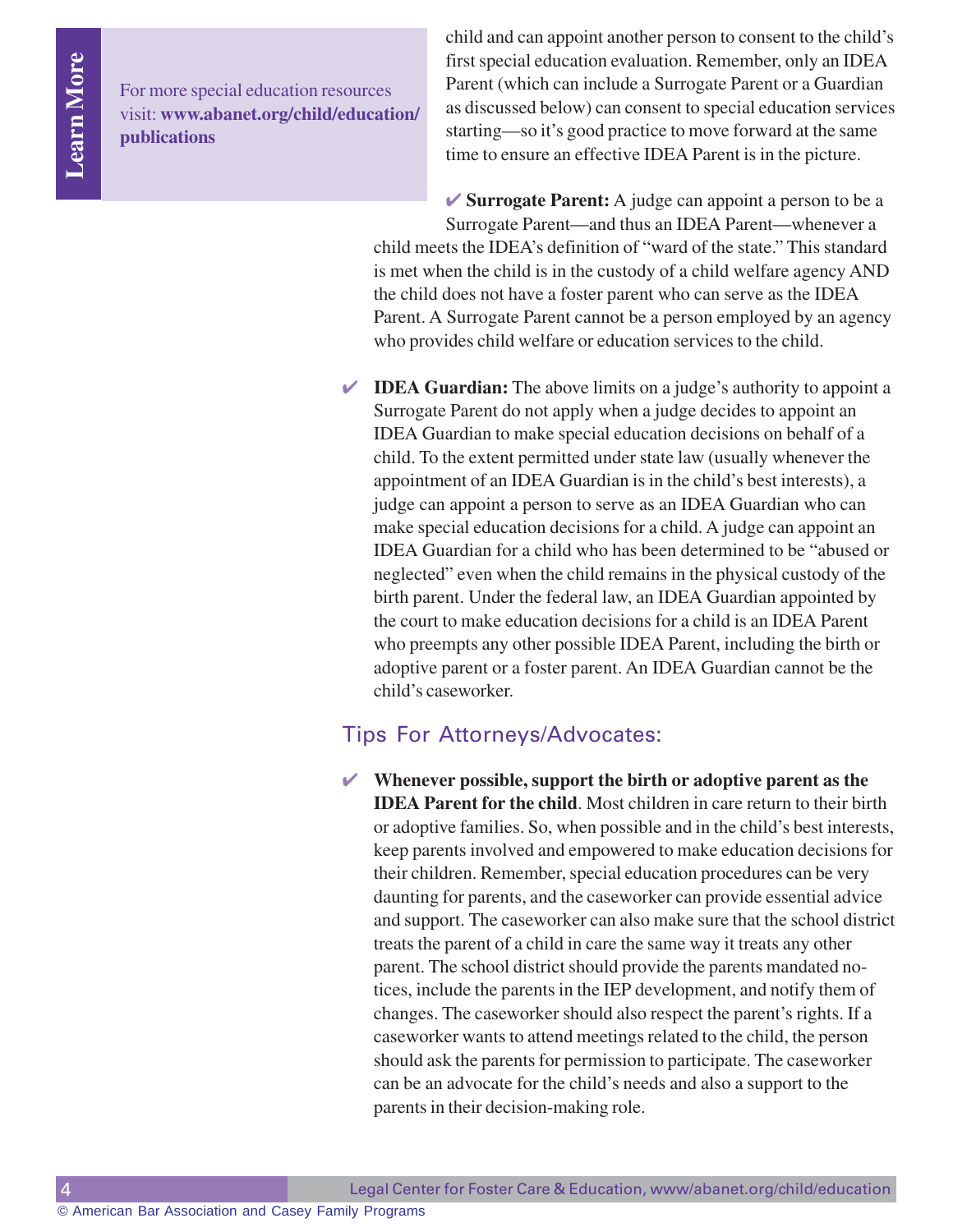> **Learn More**
>
> For more special education resources visit: **www.abanet.org/child/education/publications**

child and can appoint another person to consent to the child's first special education evaluation. Remember, only an IDEA Parent (which can include a Surrogate Parent or a Guardian as discussed below) can consent to special education services starting—so it's good practice to move forward at the same time to ensure an effective IDEA Parent is in the picture.

- ✔ **Surrogate Parent:** A judge can appoint a person to be a Surrogate Parent—and thus an IDEA Parent—whenever a child meets the IDEA's definition of "ward of the state." This standard is met when the child is in the custody of a child welfare agency AND the child does not have a foster parent who can serve as the IDEA Parent. A Surrogate Parent cannot be a person employed by an agency who provides child welfare or education services to the child.

- ✔ **IDEA Guardian:** The above limits on a judge's authority to appoint a Surrogate Parent do not apply when a judge decides to appoint an IDEA Guardian to make special education decisions on behalf of a child. To the extent permitted under state law (usually whenever the appointment of an IDEA Guardian is in the child's best interests), a judge can appoint a person to serve as an IDEA Guardian who can make special education decisions for a child. A judge can appoint an IDEA Guardian for a child who has been determined to be "abused or neglected" even when the child remains in the physical custody of the birth parent. Under the federal law, an IDEA Guardian appointed by the court to make education decisions for a child is an IDEA Parent who preempts any other possible IDEA Parent, including the birth or adoptive parent or a foster parent. An IDEA Guardian cannot be the child's caseworker.

## Tips For Attorneys/Advocates:

- ✔ **Whenever possible, support the birth or adoptive parent as the IDEA Parent for the child**. Most children in care return to their birth or adoptive families. So, when possible and in the child's best interests, keep parents involved and empowered to make education decisions for their children. Remember, special education procedures can be very daunting for parents, and the caseworker can provide essential advice and support. The caseworker can also make sure that the school district treats the parent of a child in care the same way it treats any other parent. The school district should provide the parents mandated notices, include the parents in the IEP development, and notify them of changes. The caseworker should also respect the parent's rights. If a caseworker wants to attend meetings related to the child, the person should ask the parents for permission to participate. The caseworker can be an advocate for the child's needs and also a support to the parents in their decision-making role.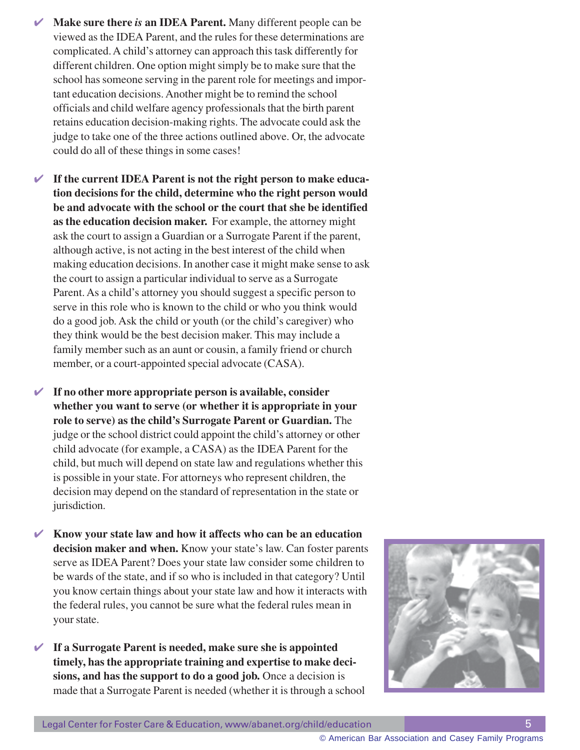- ✔ **Make sure there *is* an IDEA Parent.** Many different people can be viewed as the IDEA Parent, and the rules for these determinations are complicated. A child's attorney can approach this task differently for different children. One option might simply be to make sure that the school has someone serving in the parent role for meetings and important education decisions. Another might be to remind the school officials and child welfare agency professionals that the birth parent retains education decision-making rights. The advocate could ask the judge to take one of the three actions outlined above. Or, the advocate could do all of these things in some cases!

- ✔ **If the current IDEA Parent is not the right person to make education decisions for the child, determine who the right person would be and advocate with the school or the court that she be identified as the education decision maker.** For example, the attorney might ask the court to assign a Guardian or a Surrogate Parent if the parent, although active, is not acting in the best interest of the child when making education decisions. In another case it might make sense to ask the court to assign a particular individual to serve as a Surrogate Parent. As a child's attorney you should suggest a specific person to serve in this role who is known to the child or who you think would do a good job. Ask the child or youth (or the child's caregiver) who they think would be the best decision maker. This may include a family member such as an aunt or cousin, a family friend or church member, or a court-appointed special advocate (CASA).

- ✔ **If no other more appropriate person is available, consider whether you want to serve (or whether it is appropriate in your role to serve) as the child's Surrogate Parent or Guardian.** The judge or the school district could appoint the child's attorney or other child advocate (for example, a CASA) as the IDEA Parent for the child, but much will depend on state law and regulations whether this is possible in your state. For attorneys who represent children, the decision may depend on the standard of representation in the state or jurisdiction.

- ✔ **Know your state law and how it affects who can be an education decision maker and when.** Know your state's law. Can foster parents serve as IDEA Parent? Does your state law consider some children to be wards of the state, and if so who is included in that category? Until you know certain things about your state law and how it interacts with the federal rules, you cannot be sure what the federal rules mean in your state.

- ✔ **If a Surrogate Parent is needed, make sure she is appointed timely, has the appropriate training and expertise to make decisions, and has the support to do a good job.** Once a decision is made that a Surrogate Parent is needed (whether it is through a school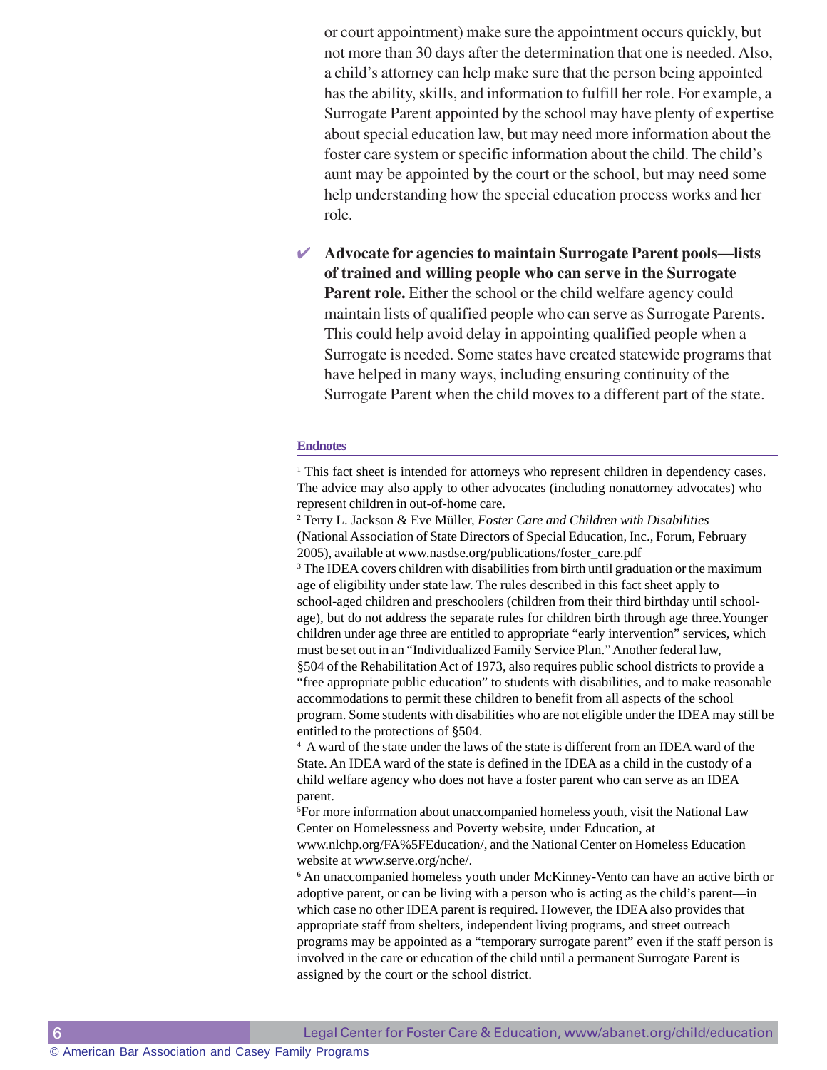or court appointment) make sure the appointment occurs quickly, but not more than 30 days after the determination that one is needed. Also, a child's attorney can help make sure that the person being appointed has the ability, skills, and information to fulfill her role. For example, a Surrogate Parent appointed by the school may have plenty of expertise about special education law, but may need more information about the foster care system or specific information about the child. The child's aunt may be appointed by the court or the school, but may need some help understanding how the special education process works and her role.

✔ **Advocate for agencies to maintain Surrogate Parent pools—lists of trained and willing people who can serve in the Surrogate Parent role.** Either the school or the child welfare agency could maintain lists of qualified people who can serve as Surrogate Parents. This could help avoid delay in appointing qualified people when a Surrogate is needed. Some states have created statewide programs that have helped in many ways, including ensuring continuity of the Surrogate Parent when the child moves to a different part of the state.

### Endnotes

[1] This fact sheet is intended for attorneys who represent children in dependency cases. The advice may also apply to other advocates (including nonattorney advocates) who represent children in out-of-home care.

[2] Terry L. Jackson & Eve Müller, *Foster Care and Children with Disabilities* (National Association of State Directors of Special Education, Inc., Forum, February 2005), available at www.nasdse.org/publications/foster_care.pdf

[3] The IDEA covers children with disabilities from birth until graduation or the maximum age of eligibility under state law. The rules described in this fact sheet apply to school-aged children and preschoolers (children from their third birthday until school-age), but do not address the separate rules for children birth through age three. Younger children under age three are entitled to appropriate "early intervention" services, which must be set out in an "Individualized Family Service Plan." Another federal law, §504 of the Rehabilitation Act of 1973, also requires public school districts to provide a "free appropriate public education" to students with disabilities, and to make reasonable accommodations to permit these children to benefit from all aspects of the school program. Some students with disabilities who are not eligible under the IDEA may still be entitled to the protections of §504.

[4] A ward of the state under the laws of the state is different from an IDEA ward of the State. An IDEA ward of the state is defined in the IDEA as a child in the custody of a child welfare agency who does not have a foster parent who can serve as an IDEA parent.

[5] For more information about unaccompanied homeless youth, visit the National Law Center on Homelessness and Poverty website, under Education, at www.nlchp.org/FA%5FEducation/, and the National Center on Homeless Education website at www.serve.org/nche/.

[6] An unaccompanied homeless youth under McKinney-Vento can have an active birth or adoptive parent, or can be living with a person who is acting as the child's parent—in which case no other IDEA parent is required. However, the IDEA also provides that appropriate staff from shelters, independent living programs, and street outreach programs may be appointed as a "temporary surrogate parent" even if the staff person is involved in the care or education of the child until a permanent Surrogate Parent is assigned by the court or the school district.

© American Bar Association and Casey Family Programs